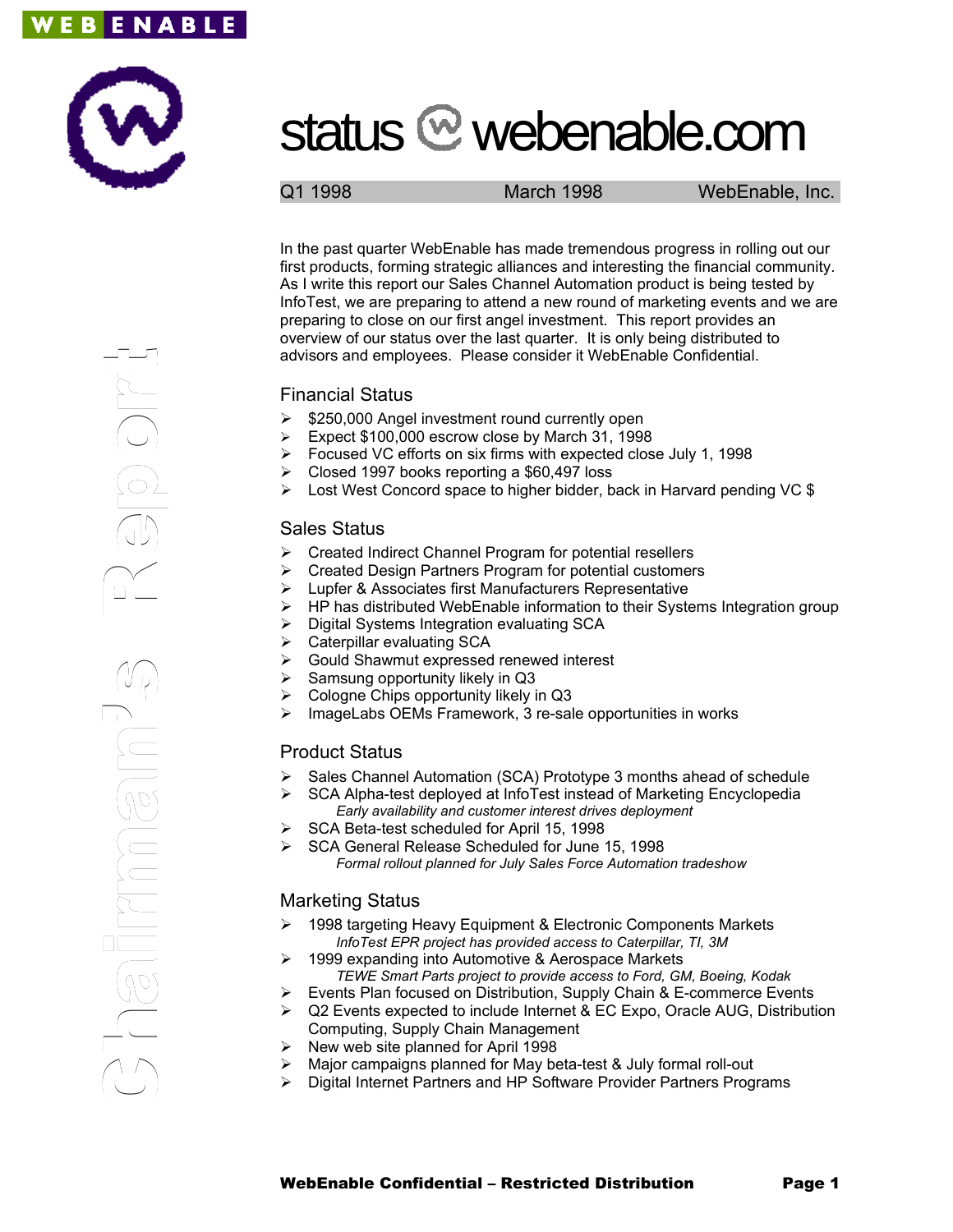# status @ webenable.com

Q1 1998 March 1998 WebEnable, Inc.

*Chairman's Report*

In the past quarter WebEnable has made tremendous progress in rolling out our first products, forming strategic alliances and interesting the financial community. As I write this report our Sales Channel Automation product is being tested by InfoTest, we are preparing to attend a new round of marketing events and we are preparing to close on our first angel investment. This report provides an overview of our status over the last quarter. It is only being distributed to advisors and employees. Please consider it WebEnable Confidential.

## Financial Status

- $250,000 Angel investment round currently open
- Expect $100,000 escrow close by March 31, 1998
- Focused VC efforts on six firms with expected close July 1, 1998
- Closed 1997 books reporting a $60,497 loss
- Lost West Concord space to higher bidder, back in Harvard pending VC $

## Sales Status

- Created Indirect Channel Program for potential resellers
- Created Design Partners Program for potential customers
- Lupfer & Associates first Manufacturers Representative
- HP has distributed WebEnable information to their Systems Integration group
- Digital Systems Integration evaluating SCA
- Caterpillar evaluating SCA
- Gould Shawmut expressed renewed interest
- Samsung opportunity likely in Q3
- Cologne Chips opportunity likely in Q3
- ImageLabs OEMs Framework, 3 re-sale opportunities in works

## Product Status

- Sales Channel Automation (SCA) Prototype 3 months ahead of schedule
- SCA Alpha-test deployed at InfoTest instead of Marketing Encyclopedia
  *Early availability and customer interest drives deployment*
- SCA Beta-test scheduled for April 15, 1998
- SCA General Release Scheduled for June 15, 1998
  *Formal rollout planned for July Sales Force Automation tradeshow*

## Marketing Status

- 1998 targeting Heavy Equipment & Electronic Components Markets
  *InfoTest EPR project has provided access to Caterpillar, TI, 3M*
- 1999 expanding into Automotive & Aerospace Markets
  *TEWE Smart Parts project to provide access to Ford, GM, Boeing, Kodak*
- Events Plan focused on Distribution, Supply Chain & E-commerce Events
- Q2 Events expected to include Internet & EC Expo, Oracle AUG, Distribution Computing, Supply Chain Management
- New web site planned for April 1998
- Major campaigns planned for May beta-test & July formal roll-out
- Digital Internet Partners and HP Software Provider Partners Programs

**WebEnable Confidential – Restricted Distribution**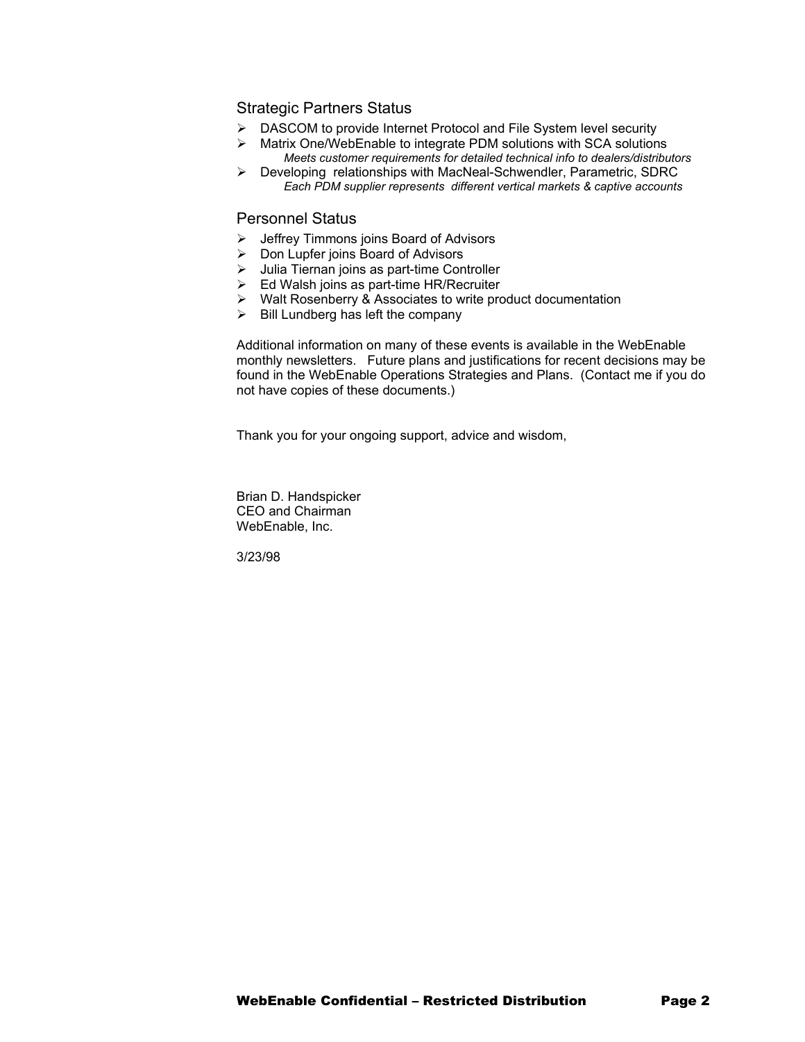## Strategic Partners Status

- DASCOM to provide Internet Protocol and File System level security
- Matrix One/WebEnable to integrate PDM solutions with SCA solutions
  *Meets customer requirements for detailed technical info to dealers/distributors*
- Developing relationships with MacNeal-Schwendler, Parametric, SDRC
  *Each PDM supplier represents different vertical markets & captive accounts*

## Personnel Status

- Jeffrey Timmons joins Board of Advisors
- Don Lupfer joins Board of Advisors
- Julia Tiernan joins as part-time Controller
- Ed Walsh joins as part-time HR/Recruiter
- Walt Rosenberry & Associates to write product documentation
- Bill Lundberg has left the company

Additional information on many of these events is available in the WebEnable monthly newsletters. Future plans and justifications for recent decisions may be found in the WebEnable Operations Strategies and Plans. (Contact me if you do not have copies of these documents.)

Thank you for your ongoing support, advice and wisdom,

Brian D. Handspicker
CEO and Chairman
WebEnable, Inc.

3/23/98

**WebEnable Confidential – Restricted Distribution**